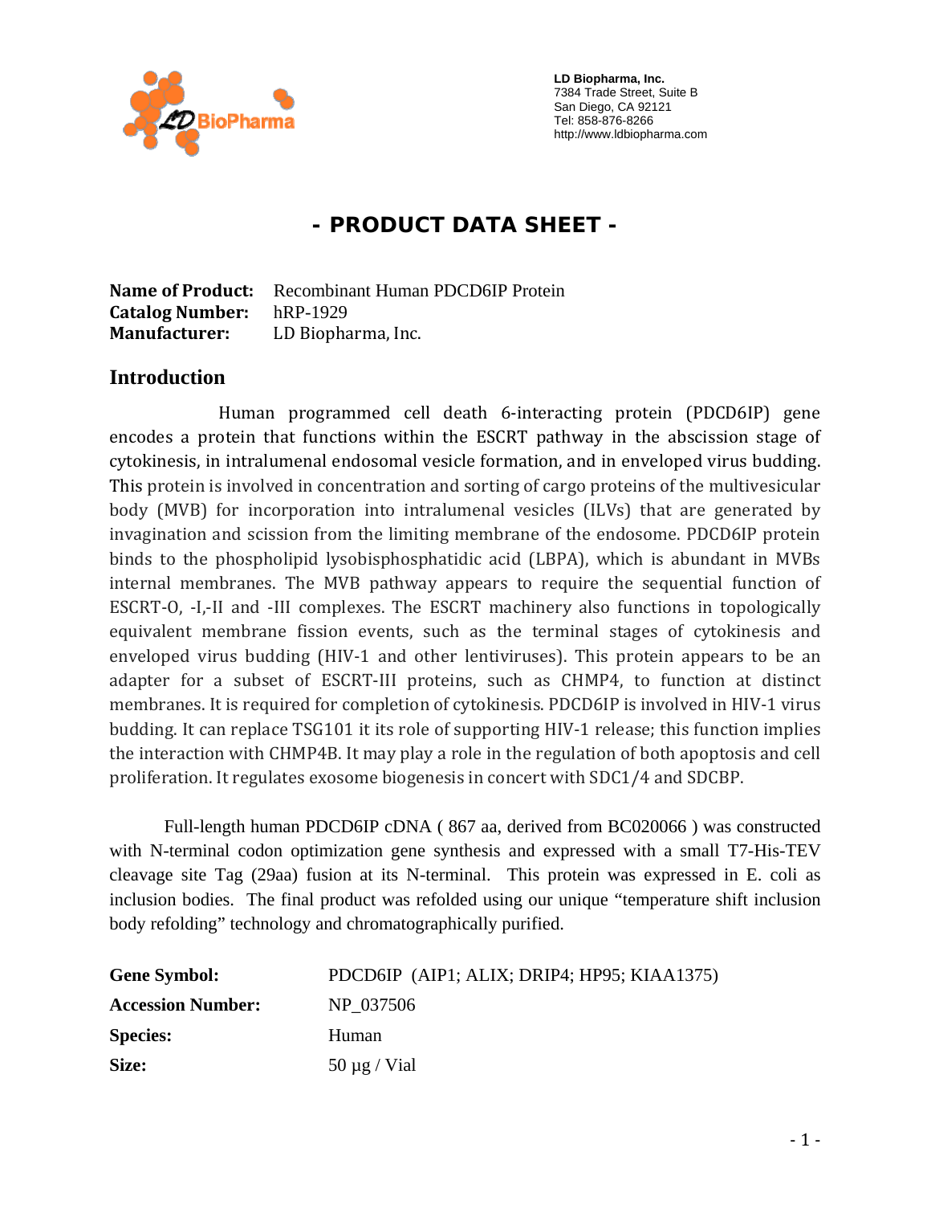**LD Biopharma, Inc.**
7384 Trade Street, Suite B
San Diego, CA 92121
Tel: 858-876-8266
http://www.ldbiopharma.com

# - PRODUCT DATA SHEET -

**Name of Product:** Recombinant Human PDCD6IP Protein
**Catalog Number:** hRP-1929
**Manufacturer:** LD Biopharma, Inc.

## Introduction

Human programmed cell death 6-interacting protein (PDCD6IP) gene encodes a protein that functions within the ESCRT pathway in the abscission stage of cytokinesis, in intralumenal endosomal vesicle formation, and in enveloped virus budding. This protein is involved in concentration and sorting of cargo proteins of the multivesicular body (MVB) for incorporation into intralumenal vesicles (ILVs) that are generated by invagination and scission from the limiting membrane of the endosome. PDCD6IP protein binds to the phospholipid lysobisphosphatidic acid (LBPA), which is abundant in MVBs internal membranes. The MVB pathway appears to require the sequential function of ESCRT-O, -I,-II and -III complexes. The ESCRT machinery also functions in topologically equivalent membrane fission events, such as the terminal stages of cytokinesis and enveloped virus budding (HIV-1 and other lentiviruses). This protein appears to be an adapter for a subset of ESCRT-III proteins, such as CHMP4, to function at distinct membranes. It is required for completion of cytokinesis. PDCD6IP is involved in HIV-1 virus budding. It can replace TSG101 it its role of supporting HIV-1 release; this function implies the interaction with CHMP4B. It may play a role in the regulation of both apoptosis and cell proliferation. It regulates exosome biogenesis in concert with SDC1/4 and SDCBP.

Full-length human PDCD6IP cDNA ( 867 aa, derived from BC020066 ) was constructed with N-terminal codon optimization gene synthesis and expressed with a small T7-His-TEV cleavage site Tag (29aa) fusion at its N-terminal. This protein was expressed in E. coli as inclusion bodies. The final product was refolded using our unique "temperature shift inclusion body refolding" technology and chromatographically purified.

**Gene Symbol:** PDCD6IP (AIP1; ALIX; DRIP4; HP95; KIAA1375)
**Accession Number:** NP_037506
**Species:** Human
**Size:** 50 µg / Vial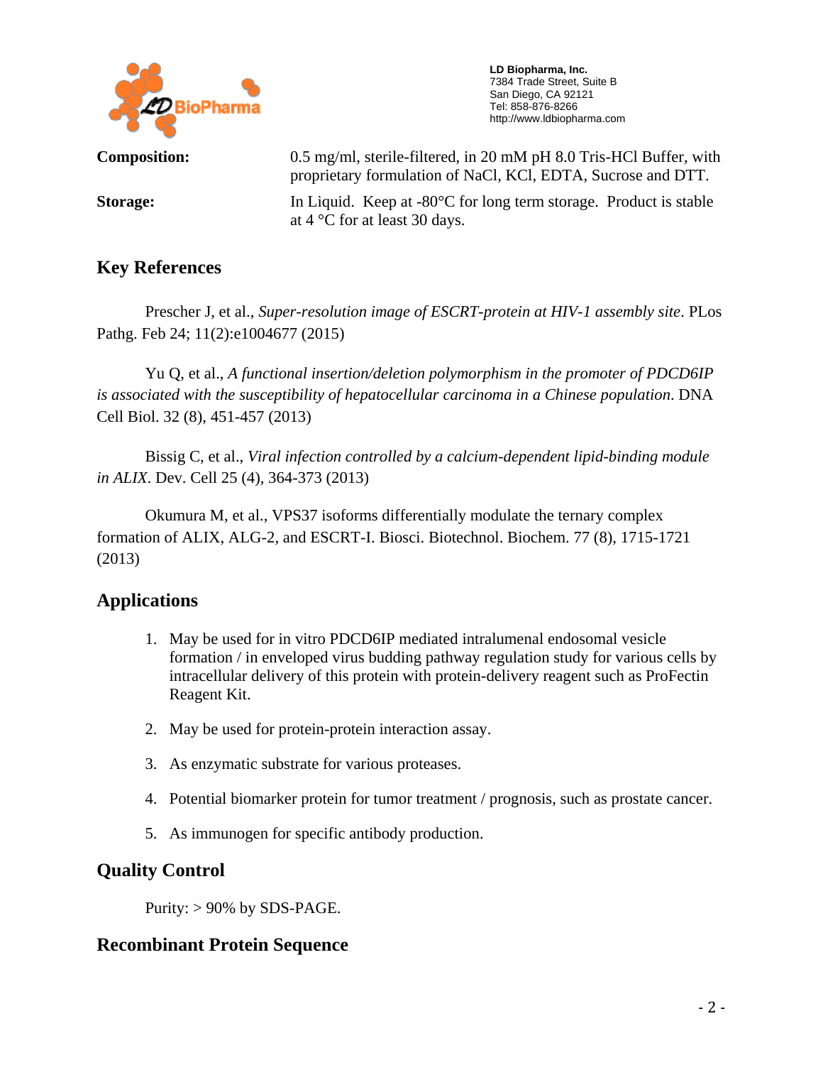**LD Biopharma, Inc.**
7384 Trade Street, Suite B
San Diego, CA 92121
Tel: 858-876-8266
http://www.ldbiopharma.com

**Composition:** 0.5 mg/ml, sterile-filtered, in 20 mM pH 8.0 Tris-HCl Buffer, with proprietary formulation of NaCl, KCl, EDTA, Sucrose and DTT.

**Storage:** In Liquid. Keep at -80°C for long term storage. Product is stable at 4 °C for at least 30 days.

## Key References

Prescher J, et al., *Super-resolution image of ESCRT-protein at HIV-1 assembly site*. PLos Pathg. Feb 24; 11(2):e1004677 (2015)

Yu Q, et al., *A functional insertion/deletion polymorphism in the promoter of PDCD6IP is associated with the susceptibility of hepatocellular carcinoma in a Chinese population*. DNA Cell Biol. 32 (8), 451-457 (2013)

Bissig C, et al., *Viral infection controlled by a calcium-dependent lipid-binding module in ALIX*. Dev. Cell 25 (4), 364-373 (2013)

Okumura M, et al., VPS37 isoforms differentially modulate the ternary complex formation of ALIX, ALG-2, and ESCRT-I. Biosci. Biotechnol. Biochem. 77 (8), 1715-1721 (2013)

## Applications

1. May be used for in vitro PDCD6IP mediated intralumenal endosomal vesicle formation / in enveloped virus budding pathway regulation study for various cells by intracellular delivery of this protein with protein-delivery reagent such as ProFectin Reagent Kit.
2. May be used for protein-protein interaction assay.
3. As enzymatic substrate for various proteases.
4. Potential biomarker protein for tumor treatment / prognosis, such as prostate cancer.
5. As immunogen for specific antibody production.

## Quality Control

Purity: > 90% by SDS-PAGE.

## Recombinant Protein Sequence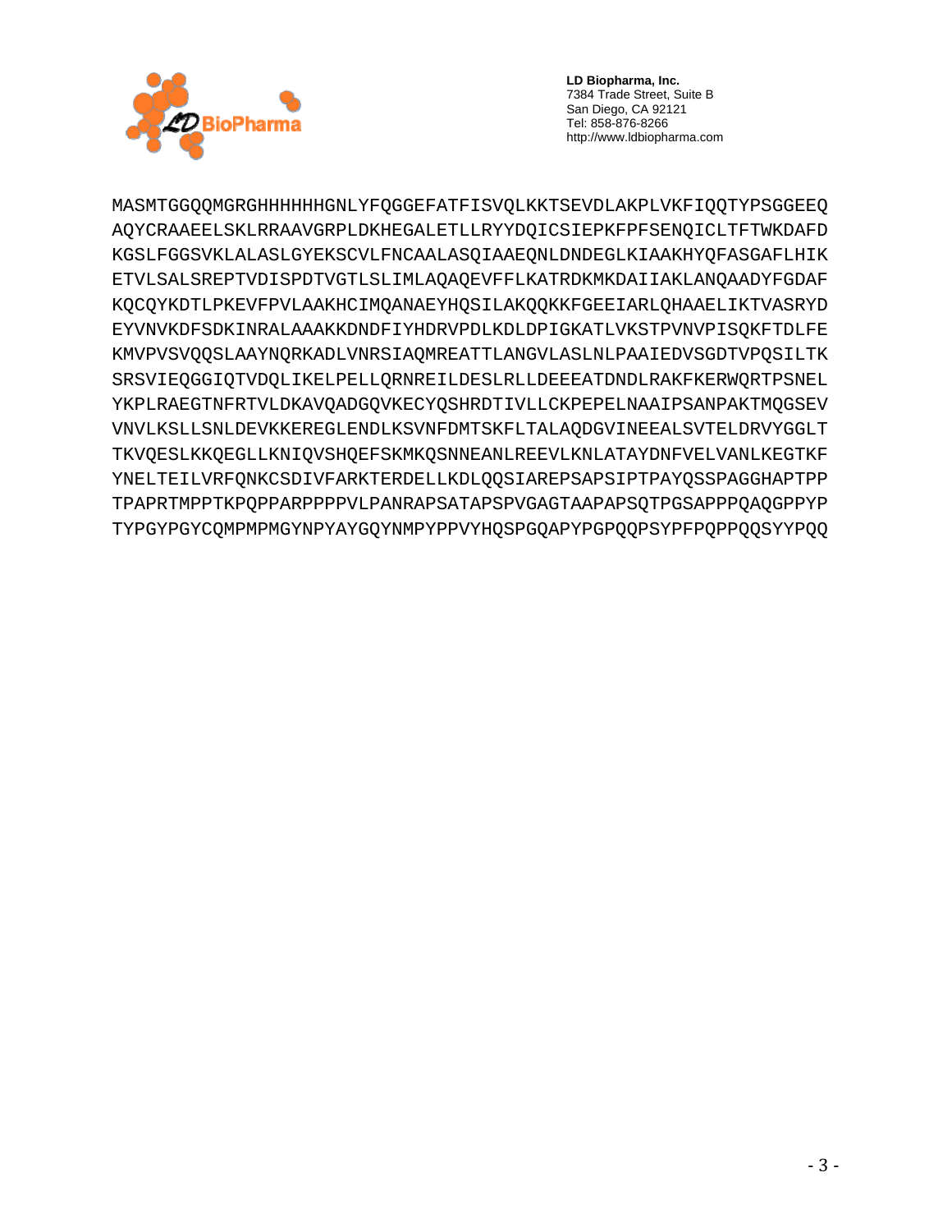**LD Biopharma, Inc.**
7384 Trade Street, Suite B
San Diego, CA 92121
Tel: 858-876-8266
http://www.ldbiopharma.com

```
MASMTGGQQMGRGHHHHHHGNLYFQGGEFATFISVQLKKTSEVDLAKPLVKFIQQTYPSGGEEQ
AQYCRAAEELSKLRRAAVGRPLDKHEGALETLLRYYDQICSIEPKFPFSENQICLTFTWKDAFD
KGSLFGGSVKLALASLGYEKSCVLFNCAALASQIAAEQNLDNDEGLKIAAKHYQFASGAFLHIK
ETVLSALSREPTVDISPDTVGTLSLIMLAQAQEVFFLKATRDKMKDAIIAKLANQAADYFGDAF
KQCQYKDTLPKEVFPVLAAKHCIMQANAEYHQSILAKQQKKFGEEIARLQHAAELIKTVASRYD
EYVNVKDFSDKINRALAAAKKDNDFIYHDRVPDLKDLDPIGKATLVKSTPVNVPISQKFTDLFE
KMVPVSVQQSLAAYNQRKADLVNRSIAQMREATTLANGVLASLNLPAAIEDVSGDTVPQSILTK
SRSVIEQGGIQTVDQLIKELPELLQRNREILDESLRLLDEEEATDNDLRAKFKERWQRTPSNEL
YKPLRAEGTNFRTVLDKAVQADGQVKECYQSHRDTIVLLCKPEPELNAAIPSANPAKTMQGSEV
VNVLKSLLSNLDEVKKEREGLENDLKSVNFDMTSKFLTALAQDGVINEEALSVTELDRVYGGLT
TKVQESLKKQEGLLKNIQVSHQEFSKMKQSNNEANLREEVLKNLATAYDNFVELVANLKEGTKF
YNELTEILVRFQNKCSDIVFARKTERDELLKDLQQSIAREPSAPSIPTPAYQSSPAGGHAPTPP
TPAPRTMPPTKPQPPARPPPPVLPANRAPSATAPSPVGAGTAAPAPSQTPGSAPPPQAQGPPYP
TYPGYPGYCQMPMPMGYNPYAYGQYNMPYPPVYHQSPGQAPYPGPQQPSYPFPQPPQQSYYPQQ
```